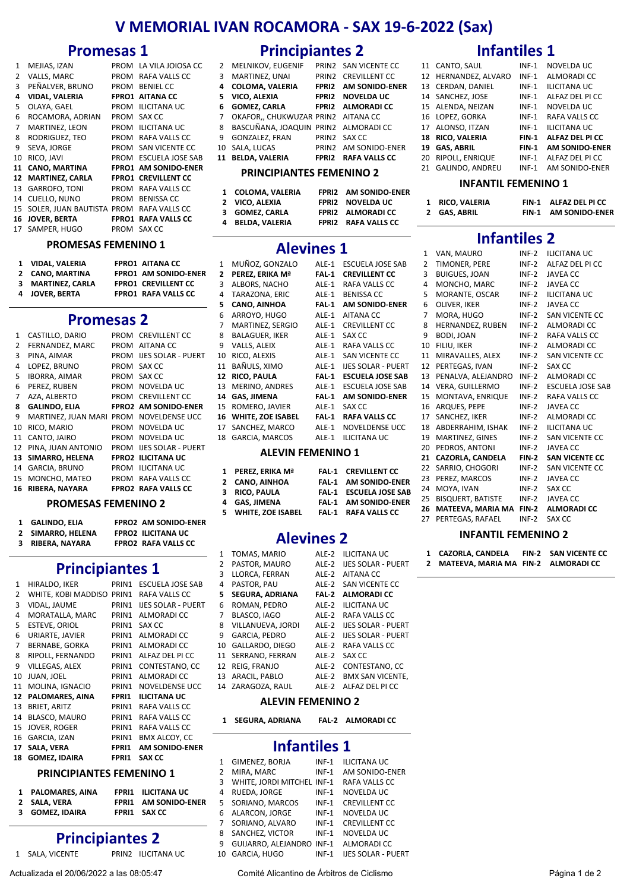# V MEMORIAL IVAN ROCAMORA - SAX 19-6-2022 (Sax)

## Promesas 1

| Pos | Nombre | Cat | Equipo |
|---|---|---|---|
| 1 | MEJIAS, IZAN | PROM | LA VILA JOIOSA CC |
| 2 | VALLS, MARC | PROM | RAFA VALLS CC |
| 3 | PEÑALVER, BRUNO | PROM | BENIEL CC |
| **4** | **VIDAL, VALERIA** | **FPRO1** | **AITANA CC** |
| 5 | OLAYA, GAEL | PROM | ILICITANA UC |
| 6 | ROCAMORA, ADRIAN | PROM | SAX CC |
| 7 | MARTINEZ, LEON | PROM | ILICITANA UC |
| 8 | RODRIGUEZ, TEO | PROM | RAFA VALLS CC |
| 9 | SEVA, JORGE | PROM | SAN VICENTE CC |
| 10 | RICO, JAVI | PROM | ESCUELA JOSE SAB |
| **11** | **CANO, MARTINA** | **FPRO1** | **AM SONIDO-ENER** |
| **12** | **MARTINEZ, CARLA** | **FPRO1** | **CREVILLENT CC** |
| 13 | GARROFO, TONI | PROM | RAFA VALLS CC |
| 14 | CUELLO, NUNO | PROM | BENISSA CC |
| 15 | SOLER, JUAN BAUTISTA | PROM | RAFA VALLS CC |
| **16** | **JOVER, BERTA** | **FPRO1** | **RAFA VALLS CC** |
| 17 | SAMPER, HUGO | PROM | SAX CC |

### PROMESAS FEMENINO 1

| Pos | Nombre | Cat | Equipo |
|---|---|---|---|
| **1** | **VIDAL, VALERIA** | **FPRO1** | **AITANA CC** |
| **2** | **CANO, MARTINA** | **FPRO1** | **AM SONIDO-ENER** |
| **3** | **MARTINEZ, CARLA** | **FPRO1** | **CREVILLENT CC** |
| **4** | **JOVER, BERTA** | **FPRO1** | **RAFA VALLS CC** |

## Promesas 2

| Pos | Nombre | Cat | Equipo |
|---|---|---|---|
| 1 | CASTILLO, DARIO | PROM | CREVILLENT CC |
| 2 | FERNANDEZ, MARC | PROM | AITANA CC |
| 3 | PINA, AIMAR | PROM | IJES SOLAR - PUERT |
| 4 | LOPEZ, BRUNO | PROM | SAX CC |
| 5 | IBORRA, AIMAR | PROM | SAX CC |
| 6 | PEREZ, RUBEN | PROM | NOVELDA UC |
| 7 | AZA, ALBERTO | PROM | CREVILLENT CC |
| **8** | **GALINDO, ELIA** | **FPRO2** | **AM SONIDO-ENER** |
| 9 | MARTINEZ, JUAN MARI | PROM | NOVELDENSE UCC |
| 10 | RICO, MARIO | PROM | NOVELDA UC |
| 11 | CANTO, JAIRO | PROM | NOVELDA UC |
| 12 | PINA, JUAN ANTONIO | PROM | IJES SOLAR - PUERT |
| **13** | **SIMARRO, HELENA** | **FPRO2** | **ILICITANA UC** |
| 14 | GARCIA, BRUNO | PROM | ILICITANA UC |
| 15 | MONCHO, MATEO | PROM | RAFA VALLS CC |
| **16** | **RIBERA, NAYARA** | **FPRO2** | **RAFA VALLS CC** |

### PROMESAS FEMENINO 2

| Pos | Nombre | Cat | Equipo |
|---|---|---|---|
| **1** | **GALINDO, ELIA** | **FPRO2** | **AM SONIDO-ENER** |
| **2** | **SIMARRO, HELENA** | **FPRO2** | **ILICITANA UC** |
| **3** | **RIBERA, NAYARA** | **FPRO2** | **RAFA VALLS CC** |

## Principiantes 1

| Pos | Nombre | Cat | Equipo |
|---|---|---|---|
| 1 | HIRALDO, IKER | PRIN1 | ESCUELA JOSE SAB |
| 2 | WHITE, KOBI MADDISO | PRIN1 | RAFA VALLS CC |
| 3 | VIDAL, JAUME | PRIN1 | IJES SOLAR - PUERT |
| 4 | MORATALLA, MARC | PRIN1 | ALMORADI CC |
| 5 | ESTEVE, ORIOL | PRIN1 | SAX CC |
| 6 | URIARTE, JAVIER | PRIN1 | ALMORADI CC |
| 7 | BERNABE, GORKA | PRIN1 | ALMORADI CC |
| 8 | RIPOLL, FERNANDO | PRIN1 | ALFAZ DEL PI CC |
| 9 | VILLEGAS, ALEX | PRIN1 | CONTESTANO, CC |
| 10 | JUAN, JOEL | PRIN1 | ALMORADI CC |
| 11 | MOLINA, IGNACIO | PRIN1 | NOVELDENSE UCC |
| **12** | **PALOMARES, AINA** | **FPRI1** | **ILICITANA UC** |
| 13 | BRIET, ARITZ | PRIN1 | RAFA VALLS CC |
| 14 | BLASCO, MAURO | PRIN1 | RAFA VALLS CC |
| 15 | JOVER, ROGER | PRIN1 | RAFA VALLS CC |
| 16 | GARCIA, IZAN | PRIN1 | BMX ALCOY, CC |
| **17** | **SALA, VERA** | **FPRI1** | **AM SONIDO-ENER** |
| **18** | **GOMEZ, IDAIRA** | **FPRI1** | **SAX CC** |

### PRINCIPIANTES FEMENINO 1

| Pos | Nombre | Cat | Equipo |
|---|---|---|---|
| **1** | **PALOMARES, AINA** | **FPRI1** | **ILICITANA UC** |
| **2** | **SALA, VERA** | **FPRI1** | **AM SONIDO-ENER** |
| **3** | **GOMEZ, IDAIRA** | **FPRI1** | **SAX CC** |

## Principiantes 2

| Pos | Nombre | Cat | Equipo |
|---|---|---|---|
| 1 | SALA, VICENTE | PRIN2 | ILICITANA UC |
| 2 | MELNIKOV, EUGENIF | PRIN2 | SAN VICENTE CC |
| 3 | MARTINEZ, UNAI | PRIN2 | CREVILLENT CC |
| **4** | **COLOMA, VALERIA** | **FPRI2** | **AM SONIDO-ENER** |
| **5** | **VICO, ALEXIA** | **FPRI2** | **NOVELDA UC** |
| **6** | **GOMEZ, CARLA** | **FPRI2** | **ALMORADI CC** |
| 7 | OKAFOR,, CHUKWUZAR | PRIN2 | AITANA CC |
| 8 | BASCUÑANA, JOAQUIN | PRIN2 | ALMORADI CC |
| 9 | GONZALEZ, FRAN | PRIN2 | SAX CC |
| 10 | SALA, LUCAS | PRIN2 | AM SONIDO-ENER |
| **11** | **BELDA, VALERIA** | **FPRI2** | **RAFA VALLS CC** |

### PRINCIPIANTES FEMENINO 2

| Pos | Nombre | Cat | Equipo |
|---|---|---|---|
| **1** | **COLOMA, VALERIA** | **FPRI2** | **AM SONIDO-ENER** |
| **2** | **VICO, ALEXIA** | **FPRI2** | **NOVELDA UC** |
| **3** | **GOMEZ, CARLA** | **FPRI2** | **ALMORADI CC** |
| **4** | **BELDA, VALERIA** | **FPRI2** | **RAFA VALLS CC** |

## Alevines 1

| Pos | Nombre | Cat | Equipo |
|---|---|---|---|
| 1 | MUÑOZ, GONZALO | ALE-1 | ESCUELA JOSE SAB |
| **2** | **PEREZ, ERIKA Mª** | **FAL-1** | **CREVILLENT CC** |
| 3 | ALBORS, NACHO | ALE-1 | RAFA VALLS CC |
| 4 | TARAZONA, ERIC | ALE-1 | BENISSA CC |
| **5** | **CANO, AINHOA** | **FAL-1** | **AM SONIDO-ENER** |
| 6 | ARROYO, HUGO | ALE-1 | AITANA CC |
| 7 | MARTINEZ, SERGIO | ALE-1 | CREVILLENT CC |
| 8 | BALAGUER, IKER | ALE-1 | SAX CC |
| 9 | VALLS, ALEIX | ALE-1 | RAFA VALLS CC |
| 10 | RICO, ALEXIS | ALE-1 | SAN VICENTE CC |
| 11 | BAÑULS, XIMO | ALE-1 | IJES SOLAR - PUERT |
| **12** | **RICO, PAULA** | **FAL-1** | **ESCUELA JOSE SAB** |
| 13 | MORENO, ANDRES | ALE-1 | ESCUELA JOSE SAB |
| **14** | **GAS, JIMENA** | **FAL-1** | **AM SONIDO-ENER** |
| 15 | ROMERO, JAVIER | ALE-1 | SAX CC |
| **16** | **WHITE, ZOE ISABEL** | **FAL-1** | **RAFA VALLS CC** |
| 17 | SANCHEZ, MARCO | ALE-1 | NOVELDENSE UCC |
| 18 | GARCIA, MARCOS | ALE-1 | ILICITANA UC |

### ALEVIN FEMENINO 1

| Pos | Nombre | Cat | Equipo |
|---|---|---|---|
| **1** | **PEREZ, ERIKA Mª** | **FAL-1** | **CREVILLENT CC** |
| **2** | **CANO, AINHOA** | **FAL-1** | **AM SONIDO-ENER** |
| **3** | **RICO, PAULA** | **FAL-1** | **ESCUELA JOSE SAB** |
| **4** | **GAS, JIMENA** | **FAL-1** | **AM SONIDO-ENER** |
| **5** | **WHITE, ZOE ISABEL** | **FAL-1** | **RAFA VALLS CC** |

## Alevines 2

| Pos | Nombre | Cat | Equipo |
|---|---|---|---|
| 1 | TOMAS, MARIO | ALE-2 | ILICITANA UC |
| 2 | PASTOR, MAURO | ALE-2 | IJES SOLAR - PUERT |
| 3 | LLORCA, FERRAN | ALE-2 | AITANA CC |
| 4 | PASTOR, PAU | ALE-2 | SAN VICENTE CC |
| **5** | **SEGURA, ADRIANA** | **FAL-2** | **ALMORADI CC** |
| 6 | ROMAN, PEDRO | ALE-2 | ILICITANA UC |
| 7 | BLASCO, IAGO | ALE-2 | RAFA VALLS CC |
| 8 | VILLANUEVA, JORDI | ALE-2 | IJES SOLAR - PUERT |
| 9 | GARCIA, PEDRO | ALE-2 | IJES SOLAR - PUERT |
| 10 | GALLARDO, DIEGO | ALE-2 | RAFA VALLS CC |
| 11 | SERRANO, FERRAN | ALE-2 | SAX CC |
| 12 | REIG, FRANJO | ALE-2 | CONTESTANO, CC |
| 13 | ARACIL, PABLO | ALE-2 | BMX SAN VICENTE, |
| 14 | ZARAGOZA, RAUL | ALE-2 | ALFAZ DEL PI CC |

### ALEVIN FEMENINO 2

| Pos | Nombre | Cat | Equipo |
|---|---|---|---|
| **1** | **SEGURA, ADRIANA** | **FAL-2** | **ALMORADI CC** |

## Infantiles 1

| Pos | Nombre | Cat | Equipo |
|---|---|---|---|
| 1 | GIMENEZ, BORJA | INF-1 | ILICITANA UC |
| 2 | MIRA, MARC | INF-1 | AM SONIDO-ENER |
| 3 | WHITE, JORDI MITCHEL | INF-1 | RAFA VALLS CC |
| 4 | RUEDA, JORGE | INF-1 | NOVELDA UC |
| 5 | SORIANO, MARCOS | INF-1 | CREVILLENT CC |
| 6 | ALARCON, JORGE | INF-1 | NOVELDA UC |
| 7 | SORIANO, ALVARO | INF-1 | CREVILLENT CC |
| 8 | SANCHEZ, VICTOR | INF-1 | NOVELDA UC |
| 9 | GUIJARRO, ALEJANDRO | INF-1 | ALMORADI CC |
| 10 | GARCIA, HUGO | INF-1 | IJES SOLAR - PUERT |
| 11 | CANTO, SAUL | INF-1 | NOVELDA UC |
| 12 | HERNANDEZ, ALVARO | INF-1 | ALMORADI CC |
| 13 | CERDAN, DANIEL | INF-1 | ILICITANA UC |
| 14 | SANCHEZ, JOSE | INF-1 | ALFAZ DEL PI CC |
| 15 | ALENDA, NEIZAN | INF-1 | NOVELDA UC |
| 16 | LOPEZ, GORKA | INF-1 | RAFA VALLS CC |
| 17 | ALONSO, ITZAN | INF-1 | ILICITANA UC |
| **18** | **RICO, VALERIA** | **FIN-1** | **ALFAZ DEL PI CC** |
| **19** | **GAS, ABRIL** | **FIN-1** | **AM SONIDO-ENER** |
| 20 | RIPOLL, ENRIQUE | INF-1 | ALFAZ DEL PI CC |
| 21 | GALINDO, ANDREU | INF-1 | AM SONIDO-ENER |

### INFANTIL FEMENINO 1

| Pos | Nombre | Cat | Equipo |
|---|---|---|---|
| **1** | **RICO, VALERIA** | **FIN-1** | **ALFAZ DEL PI CC** |
| **2** | **GAS, ABRIL** | **FIN-1** | **AM SONIDO-ENER** |

## Infantiles 2

| Pos | Nombre | Cat | Equipo |
|---|---|---|---|
| 1 | VAN, MAURO | INF-2 | ILICITANA UC |
| 2 | TIMONER, PERE | INF-2 | ALFAZ DEL PI CC |
| 3 | BUIGUES, JOAN | INF-2 | JAVEA CC |
| 4 | MONCHO, MARC | INF-2 | JAVEA CC |
| 5 | MORANTE, OSCAR | INF-2 | ILICITANA UC |
| 6 | OLIVER, IKER | INF-2 | JAVEA CC |
| 7 | MORA, HUGO | INF-2 | SAN VICENTE CC |
| 8 | HERNANDEZ, RUBEN | INF-2 | ALMORADI CC |
| 9 | BODI, JOAN | INF-2 | RAFA VALLS CC |
| 10 | FILIU, IKER | INF-2 | ALMORADI CC |
| 11 | MIRAVALLES, ALEX | INF-2 | SAN VICENTE CC |
| 12 | PERTEGAS, IVAN | INF-2 | SAX CC |
| 13 | PENALVA, ALEJANDRO | INF-2 | ALMORADI CC |
| 14 | VERA, GUILLERMO | INF-2 | ESCUELA JOSE SAB |
| 15 | MONTAVA, ENRIQUE | INF-2 | RAFA VALLS CC |
| 16 | ARQUES, PEPE | INF-2 | JAVEA CC |
| 17 | SANCHEZ, IKER | INF-2 | ALMORADI CC |
| 18 | ABDERRAHIM, ISHAK | INF-2 | ILICITANA UC |
| 19 | MARTINEZ, GINES | INF-2 | SAN VICENTE CC |
| 20 | PEDROS, ANTONI | INF-2 | JAVEA CC |
| **21** | **CAZORLA, CANDELA** | **FIN-2** | **SAN VICENTE CC** |
| 22 | SARRIO, CHOGORI | INF-2 | SAN VICENTE CC |
| 23 | PEREZ, MARCOS | INF-2 | JAVEA CC |
| 24 | MOYA, IVAN | INF-2 | SAX CC |
| 25 | BISQUERT, BATISTE | INF-2 | JAVEA CC |
| **26** | **MATEEVA, MARIA MA** | **FIN-2** | **ALMORADI CC** |
| 27 | PERTEGAS, RAFAEL | INF-2 | SAX CC |

### INFANTIL FEMENINO 2

| Pos | Nombre | Cat | Equipo |
|---|---|---|---|
| **1** | **CAZORLA, CANDELA** | **FIN-2** | **SAN VICENTE CC** |
| **2** | **MATEEVA, MARIA MA** | **FIN-2** | **ALMORADI CC** |

Actualizada el 20/06/2022 a las 08:05:47 — Comité Alicantino de Árbitros de Ciclismo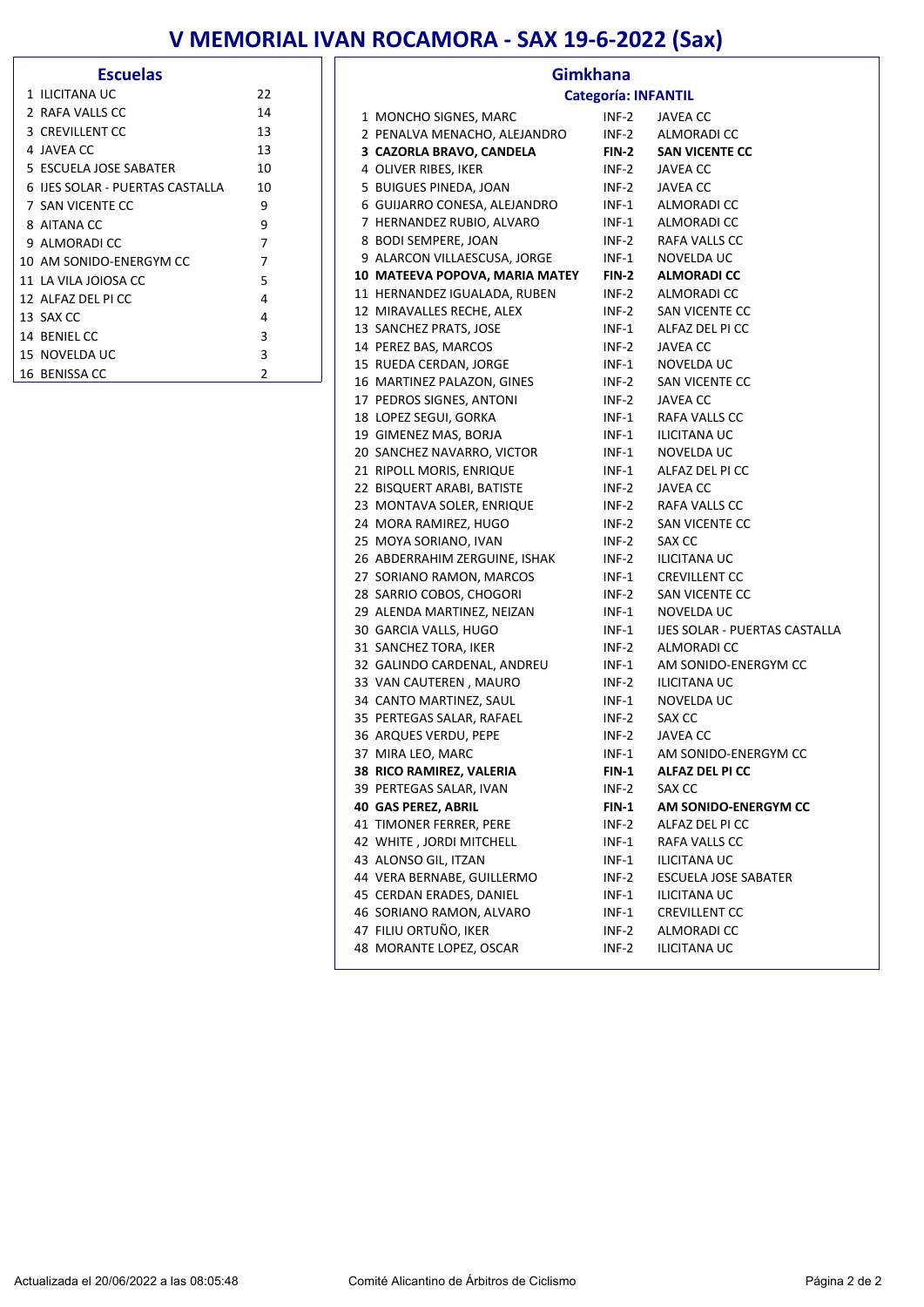# V MEMORIAL IVAN ROCAMORA - SAX 19-6-2022 (Sax)

## Escuelas

| | | |
|---|---|---|
| 1 | ILICITANA UC | 22 |
| 2 | RAFA VALLS CC | 14 |
| 3 | CREVILLENT CC | 13 |
| 4 | JAVEA CC | 13 |
| 5 | ESCUELA JOSE SABATER | 10 |
| 6 | IJES SOLAR - PUERTAS CASTALLA | 10 |
| 7 | SAN VICENTE CC | 9 |
| 8 | AITANA CC | 9 |
| 9 | ALMORADI CC | 7 |
| 10 | AM SONIDO-ENERGYM CC | 7 |
| 11 | LA VILA JOIOSA CC | 5 |
| 12 | ALFAZ DEL PI CC | 4 |
| 13 | SAX CC | 4 |
| 14 | BENIEL CC | 3 |
| 15 | NOVELDA UC | 3 |
| 16 | BENISSA CC | 2 |

## Gimkhana

### Categoría: INFANTIL

| | | | |
|---|---|---|---|
| 1 | MONCHO SIGNES, MARC | INF-2 | JAVEA CC |
| 2 | PENALVA MENACHO, ALEJANDRO | INF-2 | ALMORADI CC |
| **3** | **CAZORLA BRAVO, CANDELA** | **FIN-2** | **SAN VICENTE CC** |
| 4 | OLIVER RIBES, IKER | INF-2 | JAVEA CC |
| 5 | BUIGUES PINEDA, JOAN | INF-2 | JAVEA CC |
| 6 | GUIJARRO CONESA, ALEJANDRO | INF-1 | ALMORADI CC |
| 7 | HERNANDEZ RUBIO, ALVARO | INF-1 | ALMORADI CC |
| 8 | BODI SEMPERE, JOAN | INF-2 | RAFA VALLS CC |
| 9 | ALARCON VILLAESCUSA, JORGE | INF-1 | NOVELDA UC |
| **10** | **MATEEVA POPOVA, MARIA MATEY** | **FIN-2** | **ALMORADI CC** |
| 11 | HERNANDEZ IGUALADA, RUBEN | INF-2 | ALMORADI CC |
| 12 | MIRAVALLES RECHE, ALEX | INF-2 | SAN VICENTE CC |
| 13 | SANCHEZ PRATS, JOSE | INF-1 | ALFAZ DEL PI CC |
| 14 | PEREZ BAS, MARCOS | INF-2 | JAVEA CC |
| 15 | RUEDA CERDAN, JORGE | INF-1 | NOVELDA UC |
| 16 | MARTINEZ PALAZON, GINES | INF-2 | SAN VICENTE CC |
| 17 | PEDROS SIGNES, ANTONI | INF-2 | JAVEA CC |
| 18 | LOPEZ SEGUI, GORKA | INF-1 | RAFA VALLS CC |
| 19 | GIMENEZ MAS, BORJA | INF-1 | ILICITANA UC |
| 20 | SANCHEZ NAVARRO, VICTOR | INF-1 | NOVELDA UC |
| 21 | RIPOLL MORIS, ENRIQUE | INF-1 | ALFAZ DEL PI CC |
| 22 | BISQUERT ARABI, BATISTE | INF-2 | JAVEA CC |
| 23 | MONTAVA SOLER, ENRIQUE | INF-2 | RAFA VALLS CC |
| 24 | MORA RAMIREZ, HUGO | INF-2 | SAN VICENTE CC |
| 25 | MOYA SORIANO, IVAN | INF-2 | SAX CC |
| 26 | ABDERRAHIM ZERGUINE, ISHAK | INF-2 | ILICITANA UC |
| 27 | SORIANO RAMON, MARCOS | INF-1 | CREVILLENT CC |
| 28 | SARRIO COBOS, CHOGORI | INF-2 | SAN VICENTE CC |
| 29 | ALENDA MARTINEZ, NEIZAN | INF-1 | NOVELDA UC |
| 30 | GARCIA VALLS, HUGO | INF-1 | IJES SOLAR - PUERTAS CASTALLA |
| 31 | SANCHEZ TORA, IKER | INF-2 | ALMORADI CC |
| 32 | GALINDO CARDENAL, ANDREU | INF-1 | AM SONIDO-ENERGYM CC |
| 33 | VAN CAUTEREN , MAURO | INF-2 | ILICITANA UC |
| 34 | CANTO MARTINEZ, SAUL | INF-1 | NOVELDA UC |
| 35 | PERTEGAS SALAR, RAFAEL | INF-2 | SAX CC |
| 36 | ARQUES VERDU, PEPE | INF-2 | JAVEA CC |
| 37 | MIRA LEO, MARC | INF-1 | AM SONIDO-ENERGYM CC |
| **38** | **RICO RAMIREZ, VALERIA** | **FIN-1** | **ALFAZ DEL PI CC** |
| 39 | PERTEGAS SALAR, IVAN | INF-2 | SAX CC |
| **40** | **GAS PEREZ, ABRIL** | **FIN-1** | **AM SONIDO-ENERGYM CC** |
| 41 | TIMONER FERRER, PERE | INF-2 | ALFAZ DEL PI CC |
| 42 | WHITE , JORDI MITCHELL | INF-1 | RAFA VALLS CC |
| 43 | ALONSO GIL, ITZAN | INF-1 | ILICITANA UC |
| 44 | VERA BERNABE, GUILLERMO | INF-2 | ESCUELA JOSE SABATER |
| 45 | CERDAN ERADES, DANIEL | INF-1 | ILICITANA UC |
| 46 | SORIANO RAMON, ALVARO | INF-1 | CREVILLENT CC |
| 47 | FILIU ORTUÑO, IKER | INF-2 | ALMORADI CC |
| 48 | MORANTE LOPEZ, OSCAR | INF-2 | ILICITANA UC |

Actualizada el 20/06/2022 a las 08:05:48

Comité Alicantino de Árbitros de Ciclismo